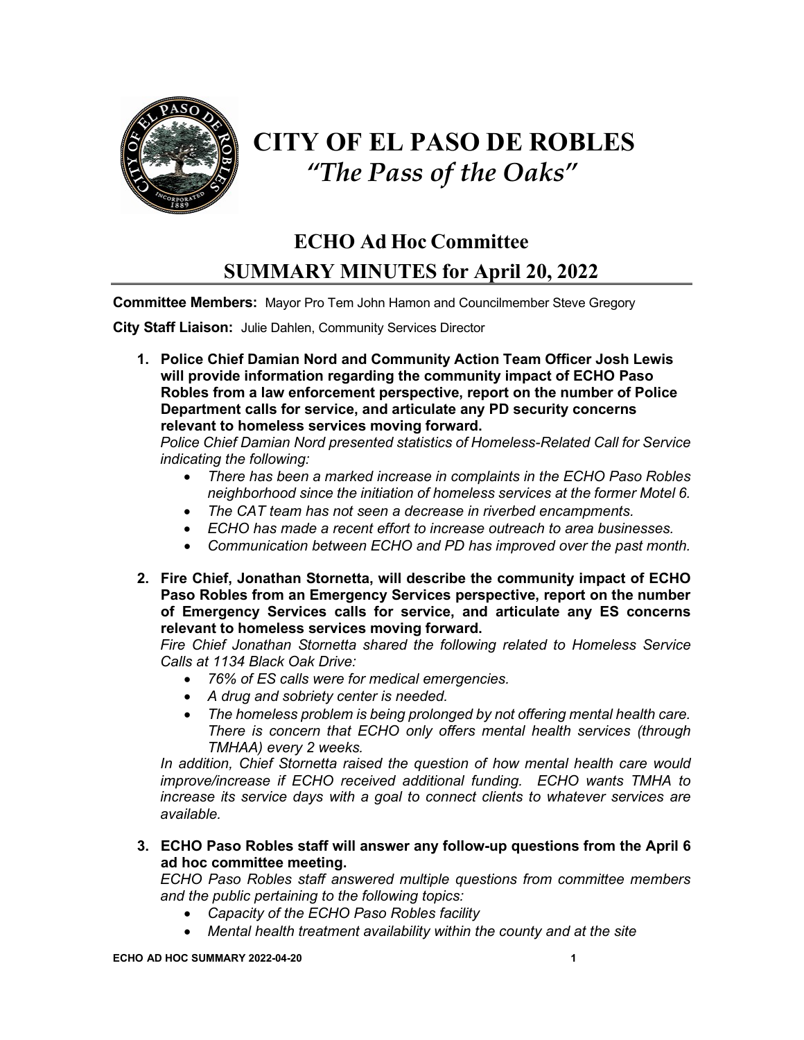# CITY OF EL PASO DE ROBLES

*"The Pass of the Oaks"*

## ECHO Ad Hoc Committee

## SUMMARY MINUTES for April 20, 2022

**Committee Members:** Mayor Pro Tem John Hamon and Councilmember Steve Gregory

**City Staff Liaison:** Julie Dahlen, Community Services Director

1. **Police Chief Damian Nord and Community Action Team Officer Josh Lewis will provide information regarding the community impact of ECHO Paso Robles from a law enforcement perspective, report on the number of Police Department calls for service, and articulate any PD security concerns relevant to homeless services moving forward.**

   *Police Chief Damian Nord presented statistics of Homeless-Related Call for Service indicating the following:*

   - *There has been a marked increase in complaints in the ECHO Paso Robles neighborhood since the initiation of homeless services at the former Motel 6.*
   - *The CAT team has not seen a decrease in riverbed encampments.*
   - *ECHO has made a recent effort to increase outreach to area businesses.*
   - *Communication between ECHO and PD has improved over the past month.*

2. **Fire Chief, Jonathan Stornetta, will describe the community impact of ECHO Paso Robles from an Emergency Services perspective, report on the number of Emergency Services calls for service, and articulate any ES concerns relevant to homeless services moving forward.**

   *Fire Chief Jonathan Stornetta shared the following related to Homeless Service Calls at 1134 Black Oak Drive:*

   - *76% of ES calls were for medical emergencies.*
   - *A drug and sobriety center is needed.*
   - *The homeless problem is being prolonged by not offering mental health care. There is concern that ECHO only offers mental health services (through TMHAA) every 2 weeks.*

   *In addition, Chief Stornetta raised the question of how mental health care would improve/increase if ECHO received additional funding. ECHO wants TMHA to increase its service days with a goal to connect clients to whatever services are available.*

3. **ECHO Paso Robles staff will answer any follow-up questions from the April 6 ad hoc committee meeting.**

   *ECHO Paso Robles staff answered multiple questions from committee members and the public pertaining to the following topics:*

   - *Capacity of the ECHO Paso Robles facility*
   - *Mental health treatment availability within the county and at the site*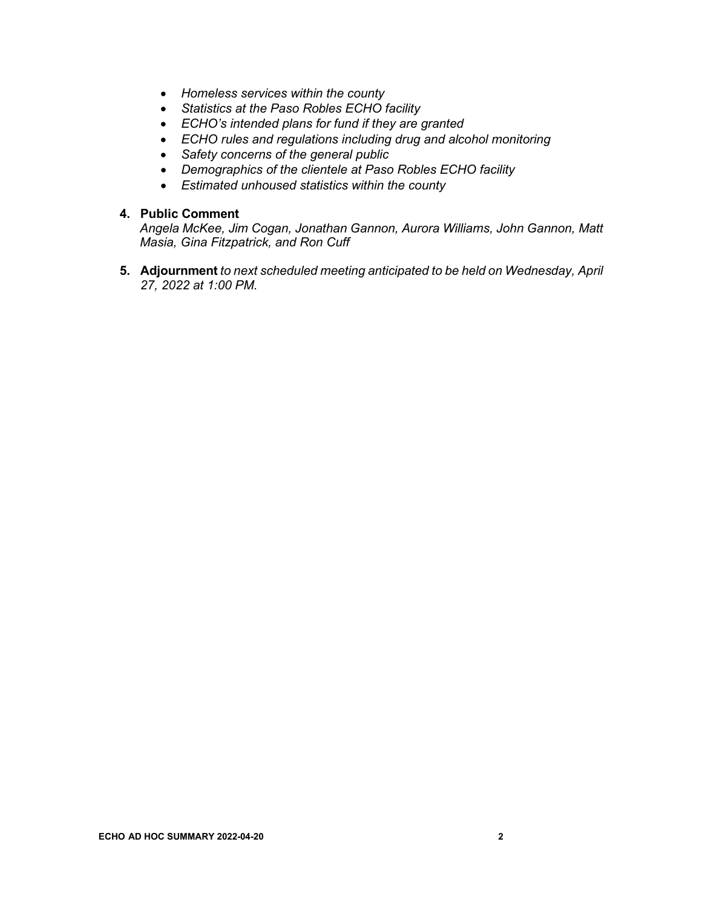- *Homeless services within the county*
- *Statistics at the Paso Robles ECHO facility*
- *ECHO's intended plans for fund if they are granted*
- *ECHO rules and regulations including drug and alcohol monitoring*
- *Safety concerns of the general public*
- *Demographics of the clientele at Paso Robles ECHO facility*
- *Estimated unhoused statistics within the county*

4. **Public Comment**
   *Angela McKee, Jim Cogan, Jonathan Gannon, Aurora Williams, John Gannon, Matt Masia, Gina Fitzpatrick, and Ron Cuff*

5. **Adjournment** *to next scheduled meeting anticipated to be held on Wednesday, April 27, 2022 at 1:00 PM.*